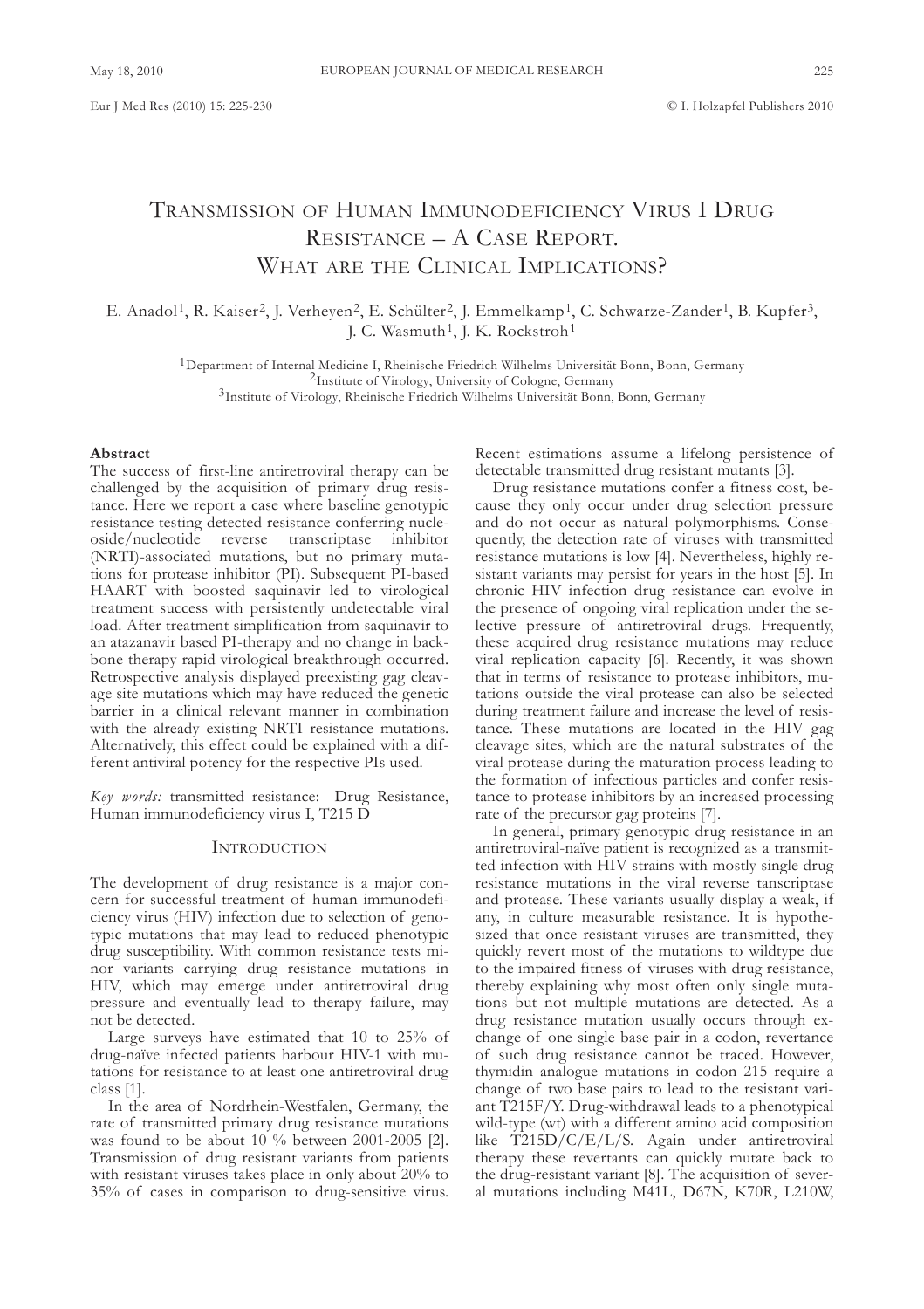# Transmission of Human Immunodeficiency Virus I Drug Resistance – A Case Report. What are the Clinical Implications?

E. Anadol[1], R. Kaiser[2], J. Verheyen[2], E. Schülter[2], J. Emmelkamp[1], C. Schwarze-Zander[1], B. Kupfer[3], J. C. Wasmuth[1], J. K. Rockstroh[1]

[1]Department of Internal Medicine I, Rheinische Friedrich Wilhelms Universität Bonn, Bonn, Germany
[2]Institute of Virology, University of Cologne, Germany
[3]Institute of Virology, Rheinische Friedrich Wilhelms Universität Bonn, Bonn, Germany

**Abstract**

The success of first-line antiretroviral therapy can be challenged by the acquisition of primary drug resistance. Here we report a case where baseline genotypic resistance testing detected resistance conferring nucleoside/nucleotide reverse transcriptase inhibitor (NRTI)-associated mutations, but no primary mutations for protease inhibitor (PI). Subsequent PI-based HAART with boosted saquinavir led to virological treatment success with persistently undetectable viral load. After treatment simplification from saquinavir to an atazanavir based PI-therapy and no change in backbone therapy rapid virological breakthrough occurred. Retrospective analysis displayed preexisting gag cleavage site mutations which may have reduced the genetic barrier in a clinical relevant manner in combination with the already existing NRTI resistance mutations. Alternatively, this effect could be explained with a different antiviral potency for the respective PIs used.

*Key words:* transmitted resistance: Drug Resistance, Human immunodeficiency virus I, T215 D

## Introduction

The development of drug resistance is a major concern for successful treatment of human immunodeficiency virus (HIV) infection due to selection of genotypic mutations that may lead to reduced phenotypic drug susceptibility. With common resistance tests minor variants carrying drug resistance mutations in HIV, which may emerge under antiretroviral drug pressure and eventually lead to therapy failure, may not be detected.

Large surveys have estimated that 10 to 25% of drug-naïve infected patients harbour HIV-1 with mutations for resistance to at least one antiretroviral drug class [1].

In the area of Nordrhein-Westfalen, Germany, the rate of transmitted primary drug resistance mutations was found to be about 10 % between 2001-2005 [2]. Transmission of drug resistant variants from patients with resistant viruses takes place in only about 20% to 35% of cases in comparison to drug-sensitive virus. Recent estimations assume a lifelong persistence of detectable transmitted drug resistant mutants [3].

Drug resistance mutations confer a fitness cost, because they only occur under drug selection pressure and do not occur as natural polymorphisms. Consequently, the detection rate of viruses with transmitted resistance mutations is low [4]. Nevertheless, highly resistant variants may persist for years in the host [5]. In chronic HIV infection drug resistance can evolve in the presence of ongoing viral replication under the selective pressure of antiretroviral drugs. Frequently, these acquired drug resistance mutations may reduce viral replication capacity [6]. Recently, it was shown that in terms of resistance to protease inhibitors, mutations outside the viral protease can also be selected during treatment failure and increase the level of resistance. These mutations are located in the HIV gag cleavage sites, which are the natural substrates of the viral protease during the maturation process leading to the formation of infectious particles and confer resistance to protease inhibitors by an increased processing rate of the precursor gag proteins [7].

In general, primary genotypic drug resistance in an antiretroviral-naïve patient is recognized as a transmitted infection with HIV strains with mostly single drug resistance mutations in the viral reverse tanscriptase and protease. These variants usually display a weak, if any, in culture measurable resistance. It is hypothesized that once resistant viruses are transmitted, they quickly revert most of the mutations to wildtype due to the impaired fitness of viruses with drug resistance, thereby explaining why most often only single mutations but not multiple mutations are detected. As a drug resistance mutation usually occurs through exchange of one single base pair in a codon, revertance of such drug resistance cannot be traced. However, thymidin analogue mutations in codon 215 require a change of two base pairs to lead to the resistant variant T215F/Y. Drug-withdrawal leads to a phenotypical wild-type (wt) with a different amino acid composition like T215D/C/E/L/S. Again under antiretroviral therapy these revertants can quickly mutate back to the drug-resistant variant [8]. The acquisition of several mutations including M41L, D67N, K70R, L210W,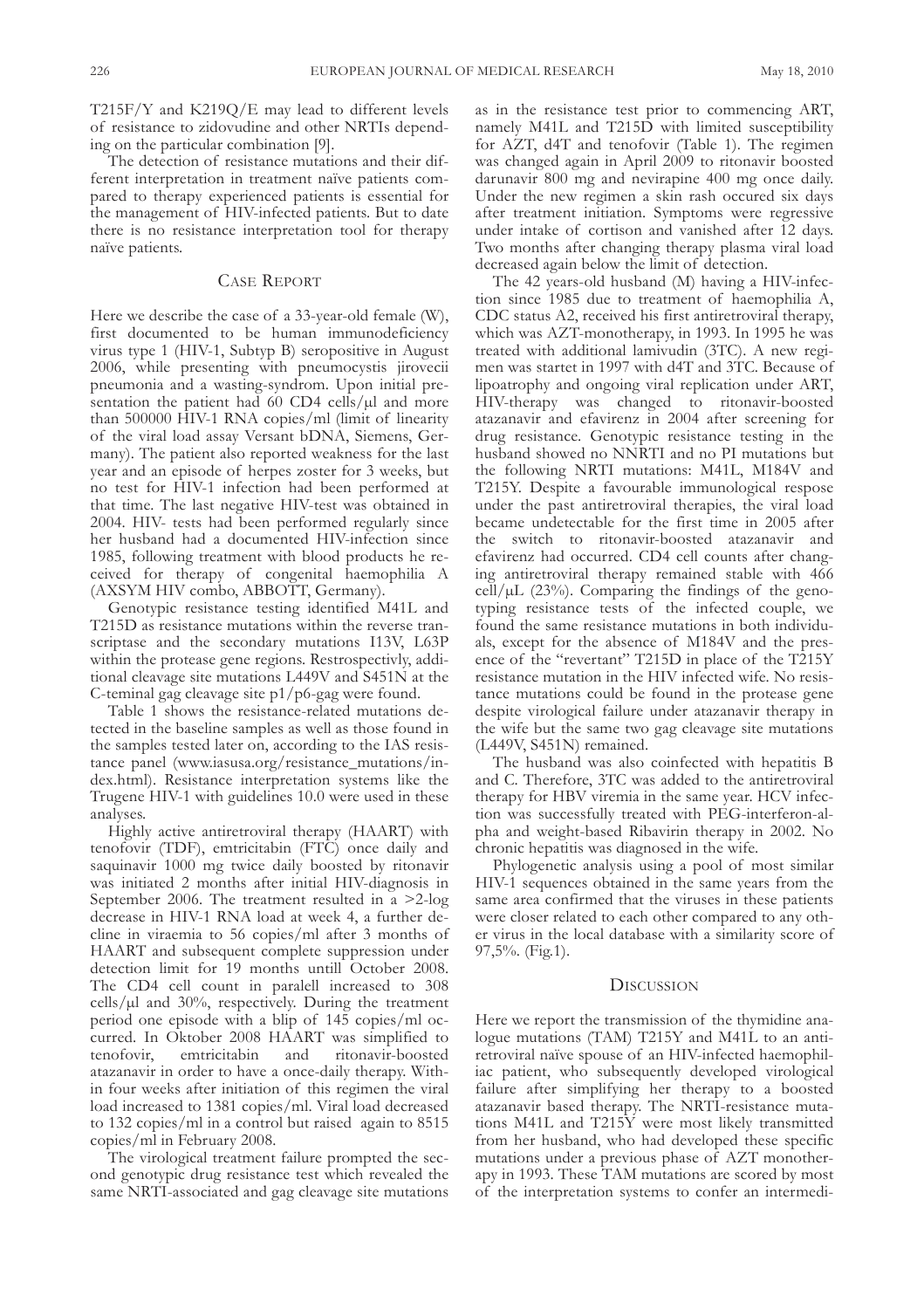T215F/Y and K219Q/E may lead to different levels of resistance to zidovudine and other NRTIs depending on the particular combination [9].

The detection of resistance mutations and their different interpretation in treatment naïve patients compared to therapy experienced patients is essential for the management of HIV-infected patients. But to date there is no resistance interpretation tool for therapy naïve patients.

## Case Report

Here we describe the case of a 33-year-old female (W), first documented to be human immunodeficiency virus type 1 (HIV-1, Subtyp B) seropositive in August 2006, while presenting with pneumocystis jirovecii pneumonia and a wasting-syndrom. Upon initial presentation the patient had 60 CD4 cells/µl and more than 500000 HIV-1 RNA copies/ml (limit of linearity of the viral load assay Versant bDNA, Siemens, Germany). The patient also reported weakness for the last year and an episode of herpes zoster for 3 weeks, but no test for HIV-1 infection had been performed at that time. The last negative HIV-test was obtained in 2004. HIV- tests had been performed regularly since her husband had a documented HIV-infection since 1985, following treatment with blood products he received for therapy of congenital haemophilia A (AXSYM HIV combo, ABBOTT, Germany).

Genotypic resistance testing identified M41L and T215D as resistance mutations within the reverse transcriptase and the secondary mutations I13V, L63P within the protease gene regions. Restrospectivly, additional cleavage site mutations L449V and S451N at the C-teminal gag cleavage site p1/p6-gag were found.

Table 1 shows the resistance-related mutations detected in the baseline samples as well as those found in the samples tested later on, according to the IAS resistance panel (www.iasusa.org/resistance_mutations/index.html). Resistance interpretation systems like the Trugene HIV-1 with guidelines 10.0 were used in these analyses.

Highly active antiretroviral therapy (HAART) with tenofovir (TDF), emtricitabin (FTC) once daily and saquinavir 1000 mg twice daily boosted by ritonavir was initiated 2 months after initial HIV-diagnosis in September 2006. The treatment resulted in a >2-log decrease in HIV-1 RNA load at week 4, a further decline in viraemia to 56 copies/ml after 3 months of HAART and subsequent complete suppression under detection limit for 19 months untill October 2008. The CD4 cell count in paralell increased to 308 cells/µl and 30%, respectively. During the treatment period one episode with a blip of 145 copies/ml occurred. In Oktober 2008 HAART was simplified to tenofovir, emtricitabin and ritonavir-boosted atazanavir in order to have a once-daily therapy. Within four weeks after initiation of this regimen the viral load increased to 1381 copies/ml. Viral load decreased to 132 copies/ml in a control but raised again to 8515 copies/ml in February 2008.

The virological treatment failure prompted the second genotypic drug resistance test which revealed the same NRTI-associated and gag cleavage site mutations as in the resistance test prior to commencing ART, namely M41L and T215D with limited susceptibility for AZT, d4T and tenofovir (Table 1). The regimen was changed again in April 2009 to ritonavir boosted darunavir 800 mg and nevirapine 400 mg once daily. Under the new regimen a skin rash occured six days after treatment initiation. Symptoms were regressive under intake of cortison and vanished after 12 days. Two months after changing therapy plasma viral load decreased again below the limit of detection.

The 42 years-old husband (M) having a HIV-infection since 1985 due to treatment of haemophilia A, CDC status A2, received his first antiretroviral therapy, which was AZT-monotherapy, in 1993. In 1995 he was treated with additional lamivudin (3TC). A new regimen was startet in 1997 with d4T and 3TC. Because of lipoatrophy and ongoing viral replication under ART, HIV-therapy was changed to ritonavir-boosted atazanavir and efavirenz in 2004 after screening for drug resistance. Genotypic resistance testing in the husband showed no NNRTI and no PI mutations but the following NRTI mutations: M41L, M184V and T215Y. Despite a favourable immunological respose under the past antiretroviral therapies, the viral load became undetectable for the first time in 2005 after the switch to ritonavir-boosted atazanavir and efavirenz had occurred. CD4 cell counts after changing antiretroviral therapy remained stable with 466 cell/µL (23%). Comparing the findings of the genotyping resistance tests of the infected couple, we found the same resistance mutations in both individuals, except for the absence of M184V and the presence of the "revertant" T215D in place of the T215Y resistance mutation in the HIV infected wife. No resistance mutations could be found in the protease gene despite virological failure under atazanavir therapy in the wife but the same two gag cleavage site mutations (L449V, S451N) remained.

The husband was also coinfected with hepatitis B and C. Therefore, 3TC was added to the antiretroviral therapy for HBV viremia in the same year. HCV infection was successfully treated with PEG-interferon-alpha and weight-based Ribavirin therapy in 2002. No chronic hepatitis was diagnosed in the wife.

Phylogenetic analysis using a pool of most similar HIV-1 sequences obtained in the same years from the same area confirmed that the viruses in these patients were closer related to each other compared to any other virus in the local database with a similarity score of 97,5%. (Fig.1).

## Discussion

Here we report the transmission of the thymidine analogue mutations (TAM) T215Y and M41L to an antiretroviral naïve spouse of an HIV-infected haemophiliac patient, who subsequently developed virological failure after simplifying her therapy to a boosted atazanavir based therapy. The NRTI-resistance mutations M41L and T215Y were most likely transmitted from her husband, who had developed these specific mutations under a previous phase of AZT monotherapy in 1993. These TAM mutations are scored by most of the interpretation systems to confer an intermedi-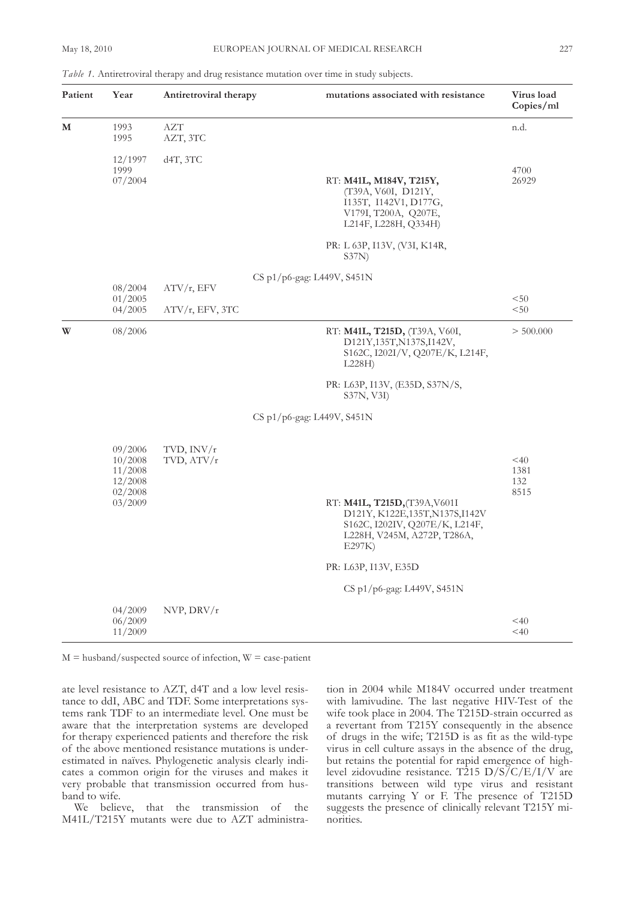*Table 1.* Antiretroviral therapy and drug resistance mutation over time in study subjects.

| Patient | Year | Antiretroviral therapy | mutations associated with resistance | Virus load Copies/ml |
|---|---|---|---|---|
| **M** | 1993 | AZT | | n.d. |
| | 1995 | AZT, 3TC | | |
| | 12/1997 | d4T, 3TC | | |
| | 1999 | | | 4700 |
| | 07/2004 | | RT: **M41L, M184V, T215Y,** (T39A, V60I, D121Y, I135T, I142V1, D177G, V179I, T200A, Q207E, L214F, L228H, Q334H) | 26929 |
| | | | PR: L 63P, I13V, (V3I, K14R, S37N) | |
| | | | CS p1/p6-gag: L449V, S451N | |
| | 08/2004 | ATV/r, EFV | | |
| | 01/2005 | | | <50 |
| | 04/2005 | ATV/r, EFV, 3TC | | <50 |
| **W** | 08/2006 | | RT: **M41L, T215D,** (T39A, V60I, D121Y,135T,N137S,I142V, S162C, I202I/V, Q207E/K, L214F, L228H) | > 500.000 |
| | | | PR: L63P, I13V, (E35D, S37N/S, S37N, V3I) | |
| | | | CS p1/p6-gag: L449V, S451N | |
| | 09/2006 | TVD, INV/r | | |
| | 10/2008 | TVD, ATV/r | | <40 |
| | 11/2008 | | | 1381 |
| | 12/2008 | | | 132 |
| | 02/2008 | | | 8515 |
| | 03/2009 | | RT: **M41L, T215D,**(T39A,V601I D121Y, K122E,135T,N137S,I142V S162C, I202IV, Q207E/K, L214F, L228H, V245M, A272P, T286A, E297K) | |
| | | | PR: L63P, I13V, E35D | |
| | | | CS p1/p6-gag: L449V, S451N | |
| | 04/2009 | NVP, DRV/r | | |
| | 06/2009 | | | <40 |
| | 11/2009 | | | <40 |

M = husband/suspected source of infection, W = case-patient

ate level resistance to AZT, d4T and a low level resistance to ddI, ABC and TDF. Some interpretations systems rank TDF to an intermediate level. One must be aware that the interpretation systems are developed for therapy experienced patients and therefore the risk of the above mentioned resistance mutations is underestimated in naïves. Phylogenetic analysis clearly indicates a common origin for the viruses and makes it very probable that transmission occurred from husband to wife.

We believe, that the transmission of the M41L/T215Y mutants were due to AZT administration in 2004 while M184V occurred under treatment with lamivudine. The last negative HIV-Test of the wife took place in 2004. The T215D-strain occurred as a revertant from T215Y consequently in the absence of drugs in the wife; T215D is as fit as the wild-type virus in cell culture assays in the absence of the drug, but retains the potential for rapid emergence of high-level zidovudine resistance. T215 D/S/C/E/I/V are transitions between wild type virus and resistant mutants carrying Y or F. The presence of T215D suggests the presence of clinically relevant T215Y minorities.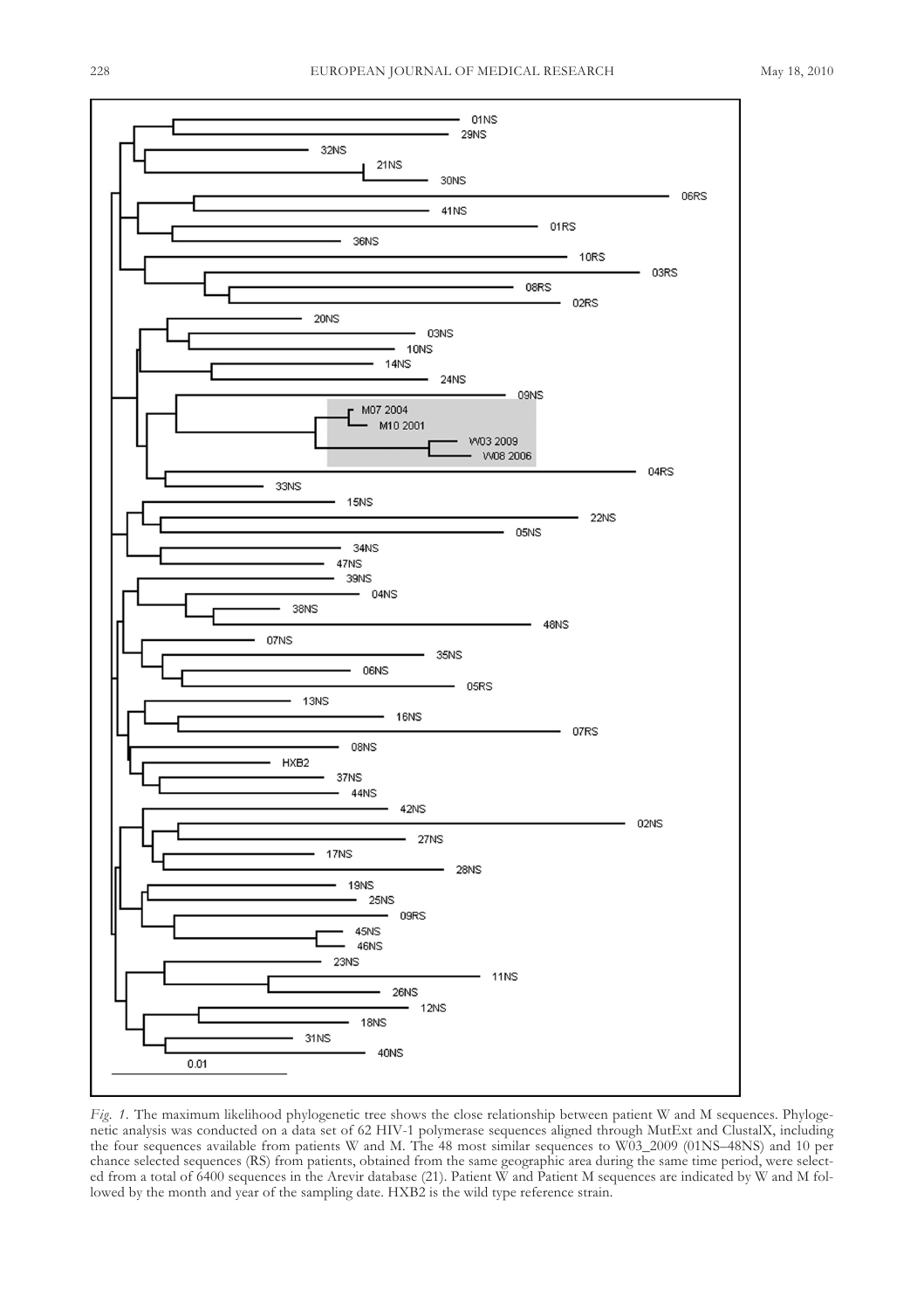*Fig. 1.* The maximum likelihood phylogenetic tree shows the close relationship between patient W and M sequences. Phylogenetic analysis was conducted on a data set of 62 HIV-1 polymerase sequences aligned through MutExt and ClustalX, including the four sequences available from patients W and M. The 48 most similar sequences to W03_2009 (01NS–48NS) and 10 per chance selected sequences (RS) from patients, obtained from the same geographic area during the same time period, were selected from a total of 6400 sequences in the Arevir database (21). Patient W and Patient M sequences are indicated by W and M followed by the month and year of the sampling date. HXB2 is the wild type reference strain.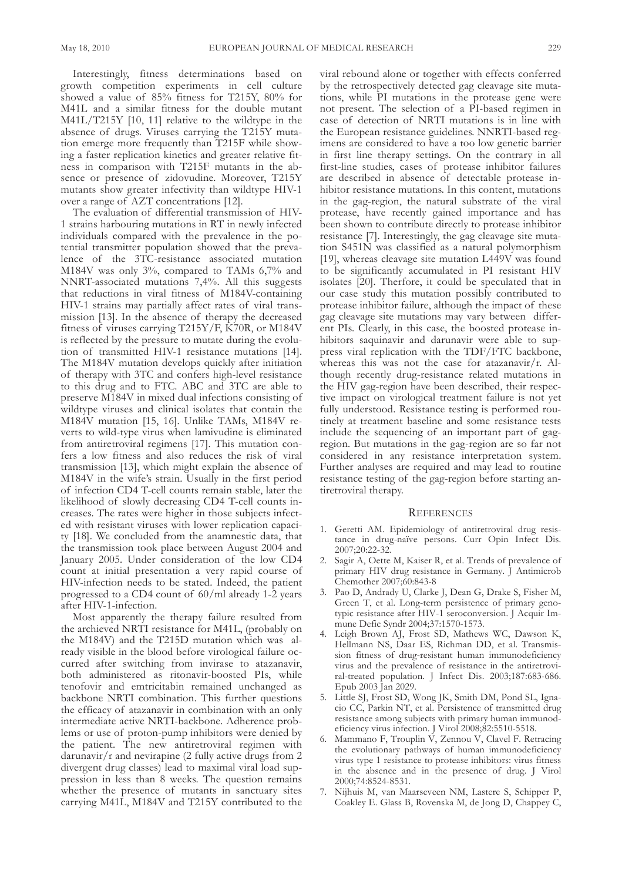Interestingly, fitness determinations based on growth competition experiments in cell culture showed a value of 85% fitness for T215Y, 80% for M41L and a similar fitness for the double mutant M41L/T215Y [10, 11] relative to the wildtype in the absence of drugs. Viruses carrying the T215Y mutation emerge more frequently than T215F while showing a faster replication kinetics and greater relative fitness in comparison with T215F mutants in the absence or presence of zidovudine. Moreover, T215Y mutants show greater infectivity than wildtype HIV-1 over a range of AZT concentrations [12].

The evaluation of differential transmission of HIV-1 strains harbouring mutations in RT in newly infected individuals compared with the prevalence in the potential transmitter population showed that the prevalence of the 3TC-resistance associated mutation M184V was only 3%, compared to TAMs 6,7% and NNRT-associated mutations 7,4%. All this suggests that reductions in viral fitness of M184V-containing HIV-1 strains may partially affect rates of viral transmission [13]. In the absence of therapy the decreased fitness of viruses carrying T215Y/F, K70R, or M184V is reflected by the pressure to mutate during the evolution of transmitted HIV-1 resistance mutations [14]. The M184V mutation develops quickly after initiation of therapy with 3TC and confers high-level resistance to this drug and to FTC. ABC and 3TC are able to preserve M184V in mixed dual infections consisting of wildtype viruses and clinical isolates that contain the M184V mutation [15, 16]. Unlike TAMs, M184V reverts to wild-type virus when lamivudine is eliminated from antiretroviral regimens [17]. This mutation confers a low fitness and also reduces the risk of viral transmission [13], which might explain the absence of M184V in the wife's strain. Usually in the first period of infection CD4 T-cell counts remain stable, later the likelihood of slowly decreasing CD4 T-cell counts increases. The rates were higher in those subjects infected with resistant viruses with lower replication capacity [18]. We concluded from the anamnestic data, that the transmission took place between August 2004 and January 2005. Under consideration of the low CD4 count at initial presentation a very rapid course of HIV-infection needs to be stated. Indeed, the patient progressed to a CD4 count of 60/ml already 1-2 years after HIV-1-infection.

Most apparently the therapy failure resulted from the archieved NRTI resistance for M41L, (probably on the M184V) and the T215D mutation which was already visible in the blood before virological failure occurred after switching from invirase to atazanavir, both administered as ritonavir-boosted PIs, while tenofovir and emtricitabin remained unchanged as backbone NRTI combination. This further questions the efficacy of atazanavir in combination with an only intermediate active NRTI-backbone. Adherence problems or use of proton-pump inhibitors were denied by the patient. The new antiretroviral regimen with darunavir/r and nevirapine (2 fully active drugs from 2 divergent drug classes) lead to maximal viral load suppression in less than 8 weeks. The question remains whether the presence of mutants in sanctuary sites carrying M41L, M184V and T215Y contributed to the viral rebound alone or together with effects conferred by the retrospectively detected gag cleavage site mutations, while PI mutations in the protease gene were not present. The selection of a PI-based regimen in case of detection of NRTI mutations is in line with the European resistance guidelines. NNRTI-based regimens are considered to have a too low genetic barrier in first line therapy settings. On the contrary in all first-line studies, cases of protease inhibitor failures are described in absence of detectable protease inhibitor resistance mutations. In this content, mutations in the gag-region, the natural substrate of the viral protease, have recently gained importance and has been shown to contribute directly to protease inhibitor resistance [7]. Interestingly, the gag cleavage site mutation S451N was classified as a natural polymorphism [19], whereas cleavage site mutation L449V was found to be significantly accumulated in PI resistant HIV isolates [20]. Therfore, it could be speculated that in our case study this mutation possibly contributed to protease inhibitor failure, although the impact of these gag cleavage site mutations may vary between different PIs. Clearly, in this case, the boosted protease inhibitors saquinavir and darunavir were able to suppress viral replication with the TDF/FTC backbone, whereas this was not the case for atazanavir/r. Although recently drug-resistance related mutations in the HIV gag-region have been described, their respective impact on virological treatment failure is not yet fully understood. Resistance testing is performed routinely at treatment baseline and some resistance tests include the sequencing of an important part of gag-region. But mutations in the gag-region are so far not considered in any resistance interpretation system. Further analyses are required and may lead to routine resistance testing of the gag-region before starting antiretroviral therapy.

## References

1. Geretti AM. Epidemiology of antiretroviral drug resistance in drug-naïve persons. Curr Opin Infect Dis. 2007;20:22-32.
2. Sagir A, Oette M, Kaiser R, et al. Trends of prevalence of primary HIV drug resistance in Germany. J Antimicrob Chemother 2007;60:843-8
3. Pao D, Andrady U, Clarke J, Dean G, Drake S, Fisher M, Green T, et al. Long-term persistence of primary genotypic resistance after HIV-1 seroconversion. J Acquir Immune Defic Syndr 2004;37:1570-1573.
4. Leigh Brown AJ, Frost SD, Mathews WC, Dawson K, Hellmann NS, Daar ES, Richman DD, et al. Transmission fitness of drug-resistant human immunodeficiency virus and the prevalence of resistance in the antiretroviral-treated population. J Infect Dis. 2003;187:683-686. Epub 2003 Jan 2029.
5. Little SJ, Frost SD, Wong JK, Smith DM, Pond SL, Ignacio CC, Parkin NT, et al. Persistence of transmitted drug resistance among subjects with primary human immunodeficiency virus infection. J Virol 2008;82:5510-5518.
6. Mammano F, Trouplin V, Zennou V, Clavel F. Retracing the evolutionary pathways of human immunodeficiency virus type 1 resistance to protease inhibitors: virus fitness in the absence and in the presence of drug. J Virol 2000;74:8524-8531.
7. Nijhuis M, van Maarseveen NM, Lastere S, Schipper P, Coakley E. Glass B, Rovenska M, de Jong D, Chappey C,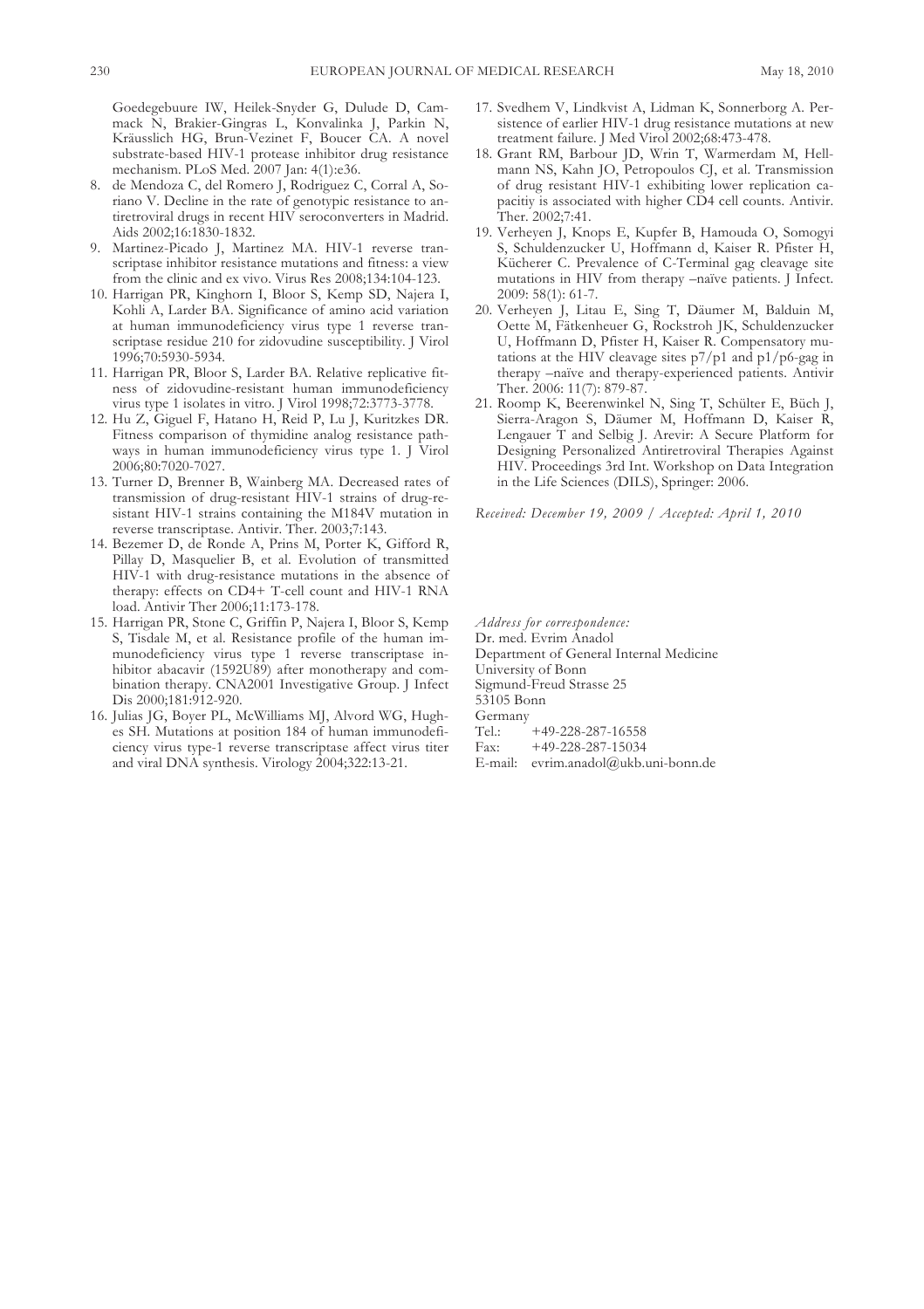Goedegebuure IW, Heilek-Snyder G, Dulude D, Cammack N, Brakier-Gingras L, Konvalinka J, Parkin N, Kräusslich HG, Brun-Vezinet F, Boucer CA. A novel substrate-based HIV-1 protease inhibitor drug resistance mechanism. PLoS Med. 2007 Jan: 4(1):e36.

8. de Mendoza C, del Romero J, Rodriguez C, Corral A, Soriano V. Decline in the rate of genotypic resistance to antiretroviral drugs in recent HIV seroconverters in Madrid. Aids 2002;16:1830-1832.
9. Martinez-Picado J, Martinez MA. HIV-1 reverse transcriptase inhibitor resistance mutations and fitness: a view from the clinic and ex vivo. Virus Res 2008;134:104-123.
10. Harrigan PR, Kinghorn I, Bloor S, Kemp SD, Najera I, Kohli A, Larder BA. Significance of amino acid variation at human immunodeficiency virus type 1 reverse transcriptase residue 210 for zidovudine susceptibility. J Virol 1996;70:5930-5934.
11. Harrigan PR, Bloor S, Larder BA. Relative replicative fitness of zidovudine-resistant human immunodeficiency virus type 1 isolates in vitro. J Virol 1998;72:3773-3778.
12. Hu Z, Giguel F, Hatano H, Reid P, Lu J, Kuritzkes DR. Fitness comparison of thymidine analog resistance pathways in human immunodeficiency virus type 1. J Virol 2006;80:7020-7027.
13. Turner D, Brenner B, Wainberg MA. Decreased rates of transmission of drug-resistant HIV-1 strains of drug-resistant HIV-1 strains containing the M184V mutation in reverse transcriptase. Antivir. Ther. 2003;7:143.
14. Bezemer D, de Ronde A, Prins M, Porter K, Gifford R, Pillay D, Masquelier B, et al. Evolution of transmitted HIV-1 with drug-resistance mutations in the absence of therapy: effects on CD4+ T-cell count and HIV-1 RNA load. Antivir Ther 2006;11:173-178.
15. Harrigan PR, Stone C, Griffin P, Najera I, Bloor S, Kemp S, Tisdale M, et al. Resistance profile of the human immunodeficiency virus type 1 reverse transcriptase inhibitor abacavir (1592U89) after monotherapy and combination therapy. CNA2001 Investigative Group. J Infect Dis 2000;181:912-920.
16. Julias JG, Boyer PL, McWilliams MJ, Alvord WG, Hughes SH. Mutations at position 184 of human immunodeficiency virus type-1 reverse transcriptase affect virus titer and viral DNA synthesis. Virology 2004;322:13-21.
17. Svedhem V, Lindkvist A, Lidman K, Sonnerborg A. Persistence of earlier HIV-1 drug resistance mutations at new treatment failure. J Med Virol 2002;68:473-478.
18. Grant RM, Barbour JD, Wrin T, Warmerdam M, Hellmann NS, Kahn JO, Petropoulos CJ, et al. Transmission of drug resistant HIV-1 exhibiting lower replication capacitiy is associated with higher CD4 cell counts. Antivir. Ther. 2002;7:41.
19. Verheyen J, Knops E, Kupfer B, Hamouda O, Somogyi S, Schuldenzucker U, Hoffmann d, Kaiser R. Pfister H, Kücherer C. Prevalence of C-Terminal gag cleavage site mutations in HIV from therapy –naïve patients. J Infect. 2009: 58(1): 61-7.
20. Verheyen J, Litau E, Sing T, Däumer M, Balduin M, Oette M, Fätkenheuer G, Rockstroh JK, Schuldenzucker U, Hoffmann D, Pfister H, Kaiser R. Compensatory mutations at the HIV cleavage sites p7/p1 and p1/p6-gag in therapy –naïve and therapy-experienced patients. Antivir Ther. 2006: 11(7): 879-87.
21. Roomp K, Beerenwinkel N, Sing T, Schülter E, Büch J, Sierra-Aragon S, Däumer M, Hoffmann D, Kaiser R, Lengauer T and Selbig J. Arevir: A Secure Platform for Designing Personalized Antiretroviral Therapies Against HIV. Proceedings 3rd Int. Workshop on Data Integration in the Life Sciences (DILS), Springer: 2006.

*Received: December 19, 2009 / Accepted: April 1, 2010*

*Address for correspondence:*
Dr. med. Evrim Anadol
Department of General Internal Medicine
University of Bonn
Sigmund-Freud Strasse 25
53105 Bonn
Germany
Tel.: +49-228-287-16558
Fax: +49-228-287-15034
E-mail: evrim.anadol@ukb.uni-bonn.de